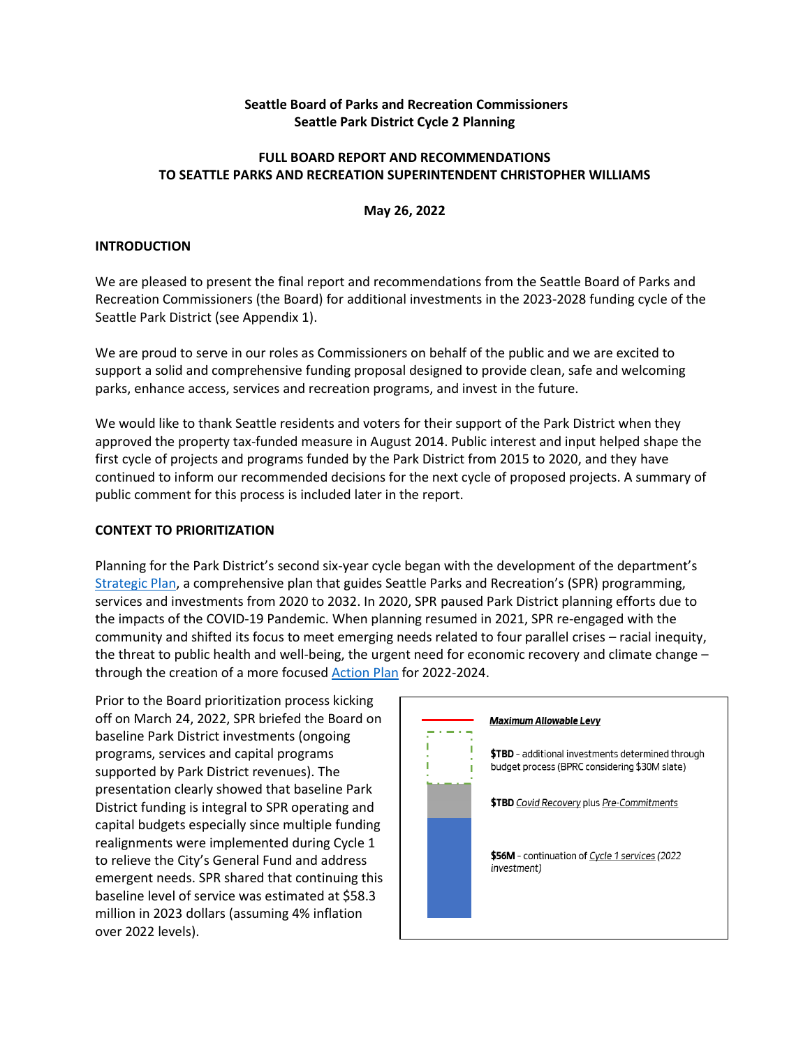**Seattle Board of Parks and Recreation Commissioners**
**Seattle Park District Cycle 2 Planning**

**FULL BOARD REPORT AND RECOMMENDATIONS**
**TO SEATTLE PARKS AND RECREATION SUPERINTENDENT CHRISTOPHER WILLIAMS**

**May 26, 2022**

## INTRODUCTION

We are pleased to present the final report and recommendations from the Seattle Board of Parks and Recreation Commissioners (the Board) for additional investments in the 2023-2028 funding cycle of the Seattle Park District (see Appendix 1).

We are proud to serve in our roles as Commissioners on behalf of the public and we are excited to support a solid and comprehensive funding proposal designed to provide clean, safe and welcoming parks, enhance access, services and recreation programs, and invest in the future.

We would like to thank Seattle residents and voters for their support of the Park District when they approved the property tax-funded measure in August 2014. Public interest and input helped shape the first cycle of projects and programs funded by the Park District from 2015 to 2020, and they have continued to inform our recommended decisions for the next cycle of proposed projects. A summary of public comment for this process is included later in the report.

## CONTEXT TO PRIORITIZATION

Planning for the Park District's second six-year cycle began with the development of the department's Strategic Plan, a comprehensive plan that guides Seattle Parks and Recreation's (SPR) programming, services and investments from 2020 to 2032. In 2020, SPR paused Park District planning efforts due to the impacts of the COVID-19 Pandemic. When planning resumed in 2021, SPR re-engaged with the community and shifted its focus to meet emerging needs related to four parallel crises – racial inequity, the threat to public health and well-being, the urgent need for economic recovery and climate change – through the creation of a more focused Action Plan for 2022-2024.

Prior to the Board prioritization process kicking off on March 24, 2022, SPR briefed the Board on baseline Park District investments (ongoing programs, services and capital programs supported by Park District revenues). The presentation clearly showed that baseline Park District funding is integral to SPR operating and capital budgets especially since multiple funding realignments were implemented during Cycle 1 to relieve the City's General Fund and address emergent needs. SPR shared that continuing this baseline level of service was estimated at $58.3 million in 2023 dollars (assuming 4% inflation over 2022 levels).

***Maximum Allowable Levy***

**$TBD** - additional investments determined through budget process (BPRC considering $30M slate)

**$TBD** *Covid Recovery* plus *Pre-Commitments*

**$56M** - continuation of *Cycle 1 services (2022 investment)*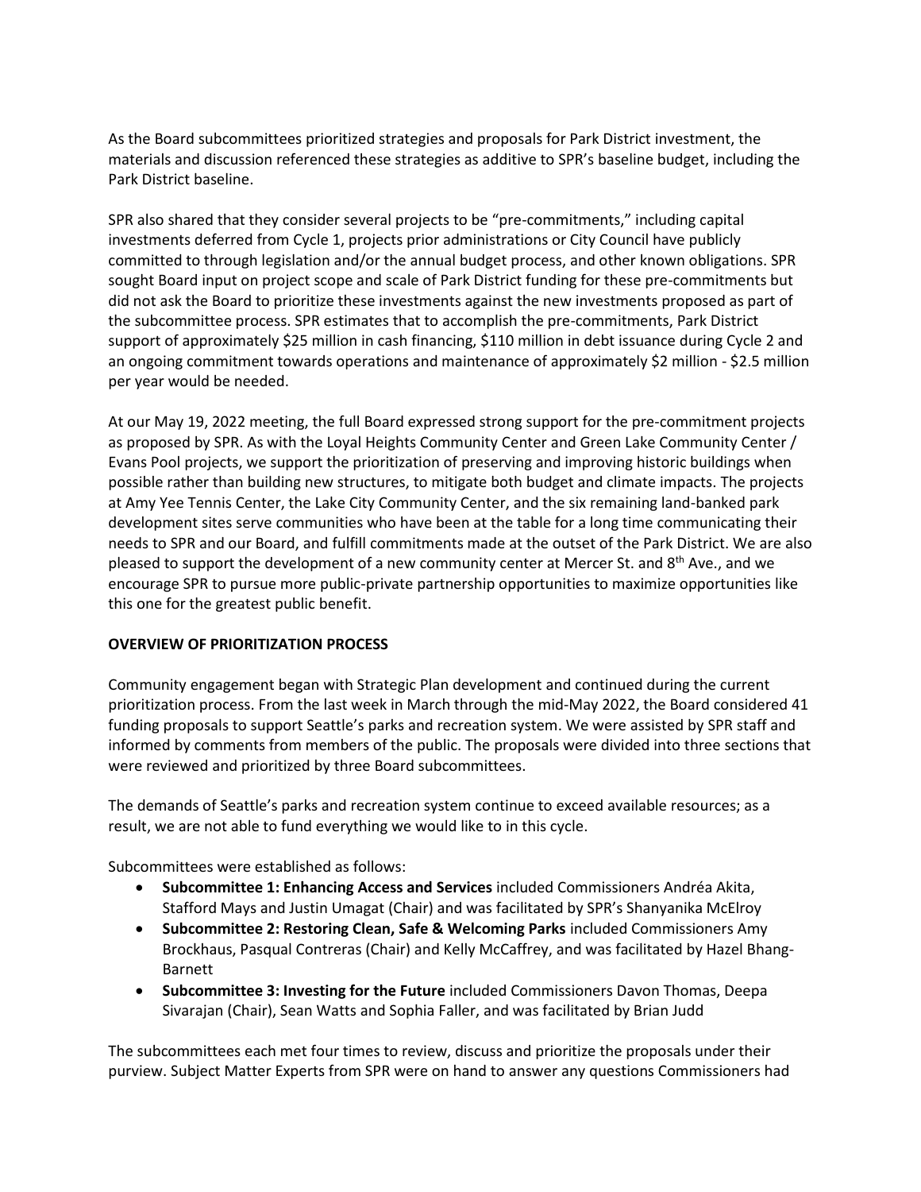As the Board subcommittees prioritized strategies and proposals for Park District investment, the materials and discussion referenced these strategies as additive to SPR's baseline budget, including the Park District baseline.

SPR also shared that they consider several projects to be "pre-commitments," including capital investments deferred from Cycle 1, projects prior administrations or City Council have publicly committed to through legislation and/or the annual budget process, and other known obligations. SPR sought Board input on project scope and scale of Park District funding for these pre-commitments but did not ask the Board to prioritize these investments against the new investments proposed as part of the subcommittee process. SPR estimates that to accomplish the pre-commitments, Park District support of approximately $25 million in cash financing, $110 million in debt issuance during Cycle 2 and an ongoing commitment towards operations and maintenance of approximately $2 million - $2.5 million per year would be needed.

At our May 19, 2022 meeting, the full Board expressed strong support for the pre-commitment projects as proposed by SPR. As with the Loyal Heights Community Center and Green Lake Community Center / Evans Pool projects, we support the prioritization of preserving and improving historic buildings when possible rather than building new structures, to mitigate both budget and climate impacts. The projects at Amy Yee Tennis Center, the Lake City Community Center, and the six remaining land-banked park development sites serve communities who have been at the table for a long time communicating their needs to SPR and our Board, and fulfill commitments made at the outset of the Park District. We are also pleased to support the development of a new community center at Mercer St. and 8th Ave., and we encourage SPR to pursue more public-private partnership opportunities to maximize opportunities like this one for the greatest public benefit.

**OVERVIEW OF PRIORITIZATION PROCESS**

Community engagement began with Strategic Plan development and continued during the current prioritization process. From the last week in March through the mid-May 2022, the Board considered 41 funding proposals to support Seattle's parks and recreation system. We were assisted by SPR staff and informed by comments from members of the public. The proposals were divided into three sections that were reviewed and prioritized by three Board subcommittees.

The demands of Seattle's parks and recreation system continue to exceed available resources; as a result, we are not able to fund everything we would like to in this cycle.

Subcommittees were established as follows:

- **Subcommittee 1: Enhancing Access and Services** included Commissioners Andréa Akita, Stafford Mays and Justin Umagat (Chair) and was facilitated by SPR's Shanyanika McElroy
- **Subcommittee 2: Restoring Clean, Safe & Welcoming Parks** included Commissioners Amy Brockhaus, Pasqual Contreras (Chair) and Kelly McCaffrey, and was facilitated by Hazel Bhang-Barnett
- **Subcommittee 3: Investing for the Future** included Commissioners Davon Thomas, Deepa Sivarajan (Chair), Sean Watts and Sophia Faller, and was facilitated by Brian Judd

The subcommittees each met four times to review, discuss and prioritize the proposals under their purview. Subject Matter Experts from SPR were on hand to answer any questions Commissioners had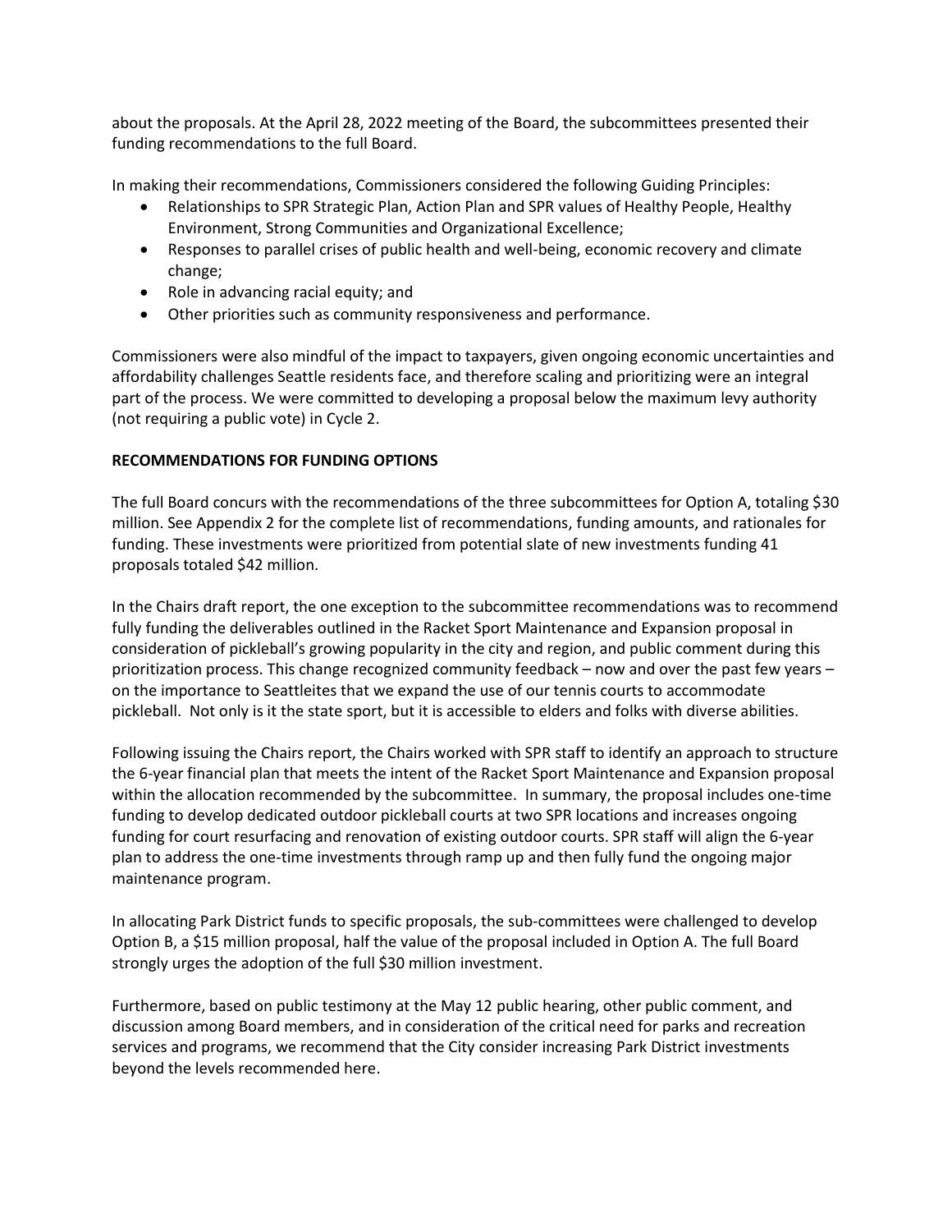about the proposals. At the April 28, 2022 meeting of the Board, the subcommittees presented their funding recommendations to the full Board.

In making their recommendations, Commissioners considered the following Guiding Principles:

- Relationships to SPR Strategic Plan, Action Plan and SPR values of Healthy People, Healthy Environment, Strong Communities and Organizational Excellence;
- Responses to parallel crises of public health and well-being, economic recovery and climate change;
- Role in advancing racial equity; and
- Other priorities such as community responsiveness and performance.

Commissioners were also mindful of the impact to taxpayers, given ongoing economic uncertainties and affordability challenges Seattle residents face, and therefore scaling and prioritizing were an integral part of the process. We were committed to developing a proposal below the maximum levy authority (not requiring a public vote) in Cycle 2.

**RECOMMENDATIONS FOR FUNDING OPTIONS**

The full Board concurs with the recommendations of the three subcommittees for Option A, totaling $30 million. See Appendix 2 for the complete list of recommendations, funding amounts, and rationales for funding. These investments were prioritized from potential slate of new investments funding 41 proposals totaled $42 million.

In the Chairs draft report, the one exception to the subcommittee recommendations was to recommend fully funding the deliverables outlined in the Racket Sport Maintenance and Expansion proposal in consideration of pickleball's growing popularity in the city and region, and public comment during this prioritization process. This change recognized community feedback – now and over the past few years – on the importance to Seattleites that we expand the use of our tennis courts to accommodate pickleball. Not only is it the state sport, but it is accessible to elders and folks with diverse abilities.

Following issuing the Chairs report, the Chairs worked with SPR staff to identify an approach to structure the 6-year financial plan that meets the intent of the Racket Sport Maintenance and Expansion proposal within the allocation recommended by the subcommittee. In summary, the proposal includes one-time funding to develop dedicated outdoor pickleball courts at two SPR locations and increases ongoing funding for court resurfacing and renovation of existing outdoor courts. SPR staff will align the 6-year plan to address the one-time investments through ramp up and then fully fund the ongoing major maintenance program.

In allocating Park District funds to specific proposals, the sub-committees were challenged to develop Option B, a $15 million proposal, half the value of the proposal included in Option A. The full Board strongly urges the adoption of the full $30 million investment.

Furthermore, based on public testimony at the May 12 public hearing, other public comment, and discussion among Board members, and in consideration of the critical need for parks and recreation services and programs, we recommend that the City consider increasing Park District investments beyond the levels recommended here.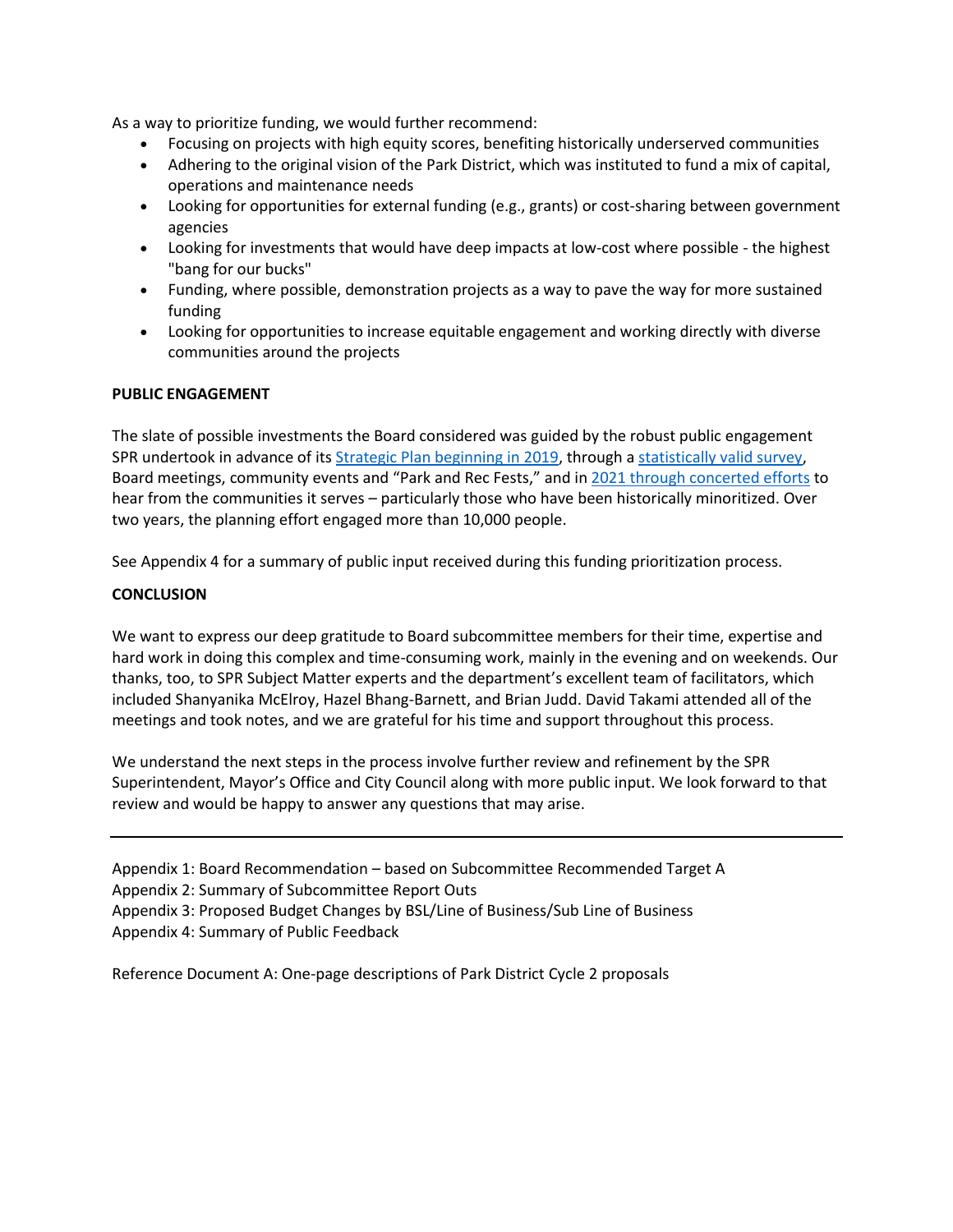As a way to prioritize funding, we would further recommend:

- Focusing on projects with high equity scores, benefiting historically underserved communities
- Adhering to the original vision of the Park District, which was instituted to fund a mix of capital, operations and maintenance needs
- Looking for opportunities for external funding (e.g., grants) or cost-sharing between government agencies
- Looking for investments that would have deep impacts at low-cost where possible - the highest "bang for our bucks"
- Funding, where possible, demonstration projects as a way to pave the way for more sustained funding
- Looking for opportunities to increase equitable engagement and working directly with diverse communities around the projects

**PUBLIC ENGAGEMENT**

The slate of possible investments the Board considered was guided by the robust public engagement SPR undertook in advance of its Strategic Plan beginning in 2019, through a statistically valid survey, Board meetings, community events and "Park and Rec Fests," and in 2021 through concerted efforts to hear from the communities it serves – particularly those who have been historically minoritized. Over two years, the planning effort engaged more than 10,000 people.

See Appendix 4 for a summary of public input received during this funding prioritization process.

**CONCLUSION**

We want to express our deep gratitude to Board subcommittee members for their time, expertise and hard work in doing this complex and time-consuming work, mainly in the evening and on weekends. Our thanks, too, to SPR Subject Matter experts and the department's excellent team of facilitators, which included Shanyanika McElroy, Hazel Bhang-Barnett, and Brian Judd. David Takami attended all of the meetings and took notes, and we are grateful for his time and support throughout this process.

We understand the next steps in the process involve further review and refinement by the SPR Superintendent, Mayor's Office and City Council along with more public input. We look forward to that review and would be happy to answer any questions that may arise.

---

Appendix 1: Board Recommendation – based on Subcommittee Recommended Target A
Appendix 2: Summary of Subcommittee Report Outs
Appendix 3: Proposed Budget Changes by BSL/Line of Business/Sub Line of Business
Appendix 4: Summary of Public Feedback

Reference Document A: One-page descriptions of Park District Cycle 2 proposals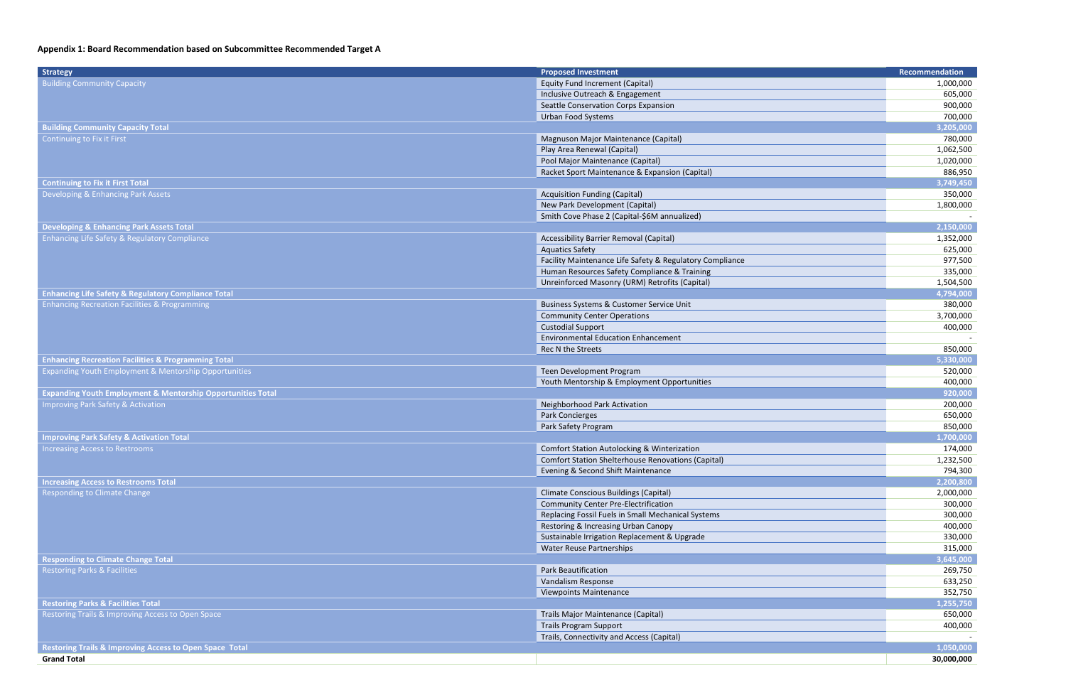**Appendix 1: Board Recommendation based on Subcommittee Recommended Target A**

| Strategy | Proposed Investment | Recommendation |
|---|---|---|
| Building Community Capacity | Equity Fund Increment (Capital) | 1,000,000 |
| | Inclusive Outreach & Engagement | 605,000 |
| | Seattle Conservation Corps Expansion | 900,000 |
| | Urban Food Systems | 700,000 |
| **Building Community Capacity Total** | | **3,205,000** |
| Continuing to Fix it First | Magnuson Major Maintenance (Capital) | 780,000 |
| | Play Area Renewal (Capital) | 1,062,500 |
| | Pool Major Maintenance (Capital) | 1,020,000 |
| | Racket Sport Maintenance & Expansion (Capital) | 886,950 |
| **Continuing to Fix it First Total** | | **3,749,450** |
| Developing & Enhancing Park Assets | Acquisition Funding (Capital) | 350,000 |
| | New Park Development (Capital) | 1,800,000 |
| | Smith Cove Phase 2 (Capital-$6M annualized) | - |
| **Developing & Enhancing Park Assets Total** | | **2,150,000** |
| Enhancing Life Safety & Regulatory Compliance | Accessibility Barrier Removal (Capital) | 1,352,000 |
| | Aquatics Safety | 625,000 |
| | Facility Maintenance Life Safety & Regulatory Compliance | 977,500 |
| | Human Resources Safety Compliance & Training | 335,000 |
| | Unreinforced Masonry (URM) Retrofits (Capital) | 1,504,500 |
| **Enhancing Life Safety & Regulatory Compliance Total** | | **4,794,000** |
| Enhancing Recreation Facilities & Programming | Business Systems & Customer Service Unit | 380,000 |
| | Community Center Operations | 3,700,000 |
| | Custodial Support | 400,000 |
| | Environmental Education Enhancement | - |
| | Rec N the Streets | 850,000 |
| **Enhancing Recreation Facilities & Programming Total** | | **5,330,000** |
| Expanding Youth Employment & Mentorship Opportunities | Teen Development Program | 520,000 |
| | Youth Mentorship & Employment Opportunities | 400,000 |
| **Expanding Youth Employment & Mentorship Opportunities Total** | | **920,000** |
| Improving Park Safety & Activation | Neighborhood Park Activation | 200,000 |
| | Park Concierges | 650,000 |
| | Park Safety Program | 850,000 |
| **Improving Park Safety & Activation Total** | | **1,700,000** |
| Increasing Access to Restrooms | Comfort Station Autolocking & Winterization | 174,000 |
| | Comfort Station Shelterhouse Renovations (Capital) | 1,232,500 |
| | Evening & Second Shift Maintenance | 794,300 |
| **Increasing Access to Restrooms Total** | | **2,200,800** |
| Responding to Climate Change | Climate Conscious Buildings (Capital) | 2,000,000 |
| | Community Center Pre-Electrification | 300,000 |
| | Replacing Fossil Fuels in Small Mechanical Systems | 300,000 |
| | Restoring & Increasing Urban Canopy | 400,000 |
| | Sustainable Irrigation Replacement & Upgrade | 330,000 |
| | Water Reuse Partnerships | 315,000 |
| **Responding to Climate Change Total** | | **3,645,000** |
| Restoring Parks & Facilities | Park Beautification | 269,750 |
| | Vandalism Response | 633,250 |
| | Viewpoints Maintenance | 352,750 |
| **Restoring Parks & Facilities Total** | | **1,255,750** |
| Restoring Trails & Improving Access to Open Space | Trails Major Maintenance (Capital) | 650,000 |
| | Trails Program Support | 400,000 |
| | Trails, Connectivity and Access (Capital) | - |
| **Restoring Trails & Improving Access to Open Space Total** | | **1,050,000** |
| **Grand Total** | | **30,000,000** |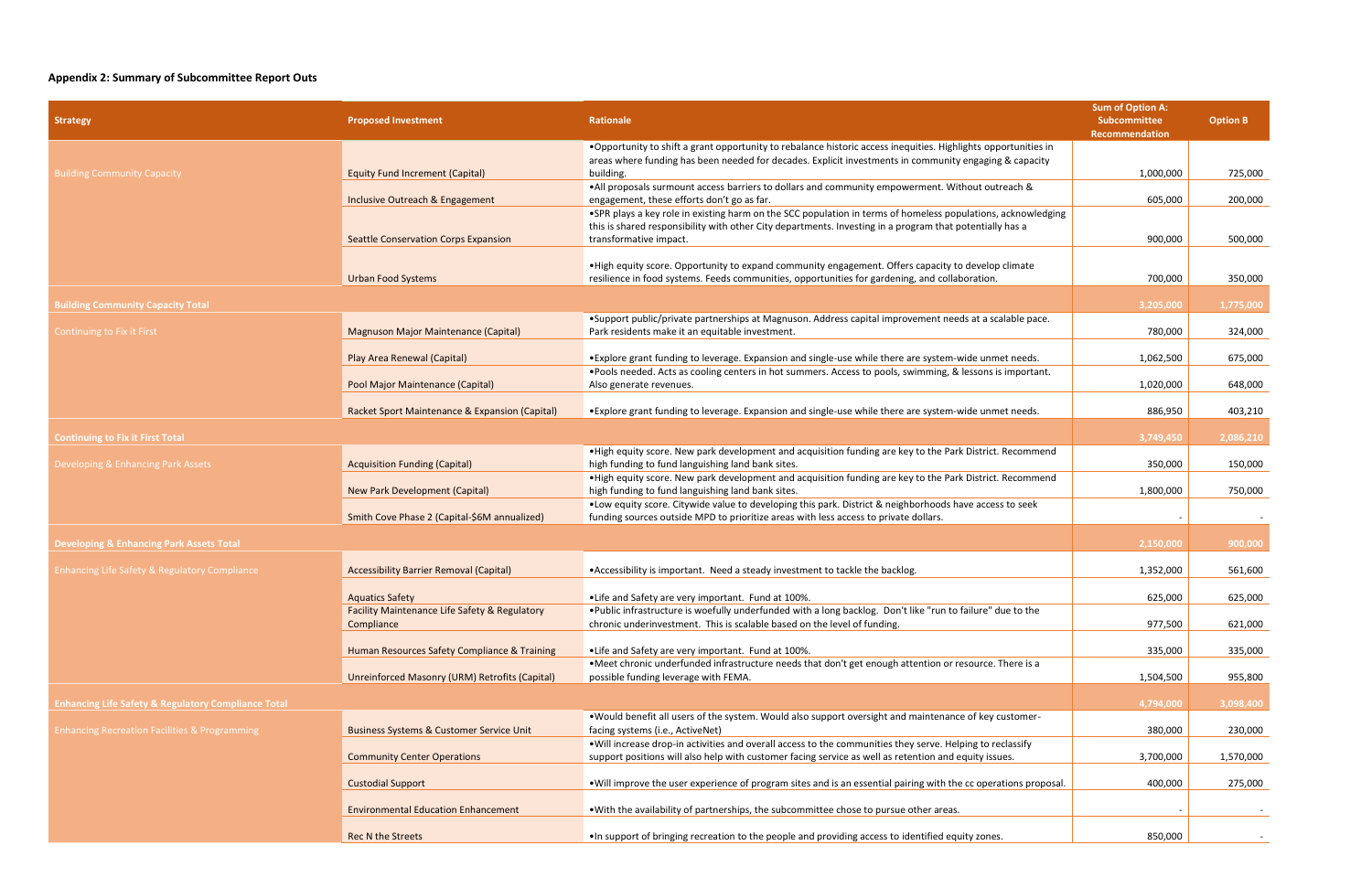**Appendix 2: Summary of Subcommittee Report Outs**

| Strategy | Proposed Investment | Rationale | Sum of Option A: Subcommittee Recommendation | Option B |
|---|---|---|---|---|
| Building Community Capacity | Equity Fund Increment (Capital) | •Opportunity to shift a grant opportunity to rebalance historic access inequities. Highlights opportunities in areas where funding has been needed for decades. Explicit investments in community engaging & capacity building. | 1,000,000 | 725,000 |
| | Inclusive Outreach & Engagement | •All proposals surmount access barriers to dollars and community empowerment. Without outreach & engagement, these efforts don't go as far. | 605,000 | 200,000 |
| | Seattle Conservation Corps Expansion | •SPR plays a key role in existing harm on the SCC population in terms of homeless populations, acknowledging this is shared responsibility with other City departments. Investing in a program that potentially has a transformative impact. | 900,000 | 500,000 |
| | Urban Food Systems | •High equity score. Opportunity to expand community engagement. Offers capacity to develop climate resilience in food systems. Feeds communities, opportunities for gardening, and collaboration. | 700,000 | 350,000 |
| **Building Community Capacity Total** | | | **3,205,000** | **1,775,000** |
| Continuing to Fix it First | Magnuson Major Maintenance (Capital) | •Support public/private partnerships at Magnuson. Address capital improvement needs at a scalable pace. Park residents make it an equitable investment. | 780,000 | 324,000 |
| | Play Area Renewal (Capital) | •Explore grant funding to leverage. Expansion and single-use while there are system-wide unmet needs. | 1,062,500 | 675,000 |
| | Pool Major Maintenance (Capital) | •Pools needed. Acts as cooling centers in hot summers. Access to pools, swimming, & lessons is important. Also generate revenues. | 1,020,000 | 648,000 |
| | Racket Sport Maintenance & Expansion (Capital) | •Explore grant funding to leverage. Expansion and single-use while there are system-wide unmet needs. | 886,950 | 403,210 |
| **Continuing to Fix it First Total** | | | **3,749,450** | **2,086,210** |
| Developing & Enhancing Park Assets | Acquisition Funding (Capital) | •High equity score. New park development and acquisition funding are key to the Park District. Recommend high funding to fund languishing land bank sites. | 350,000 | 150,000 |
| | New Park Development (Capital) | •High equity score. New park development and acquisition funding are key to the Park District. Recommend high funding to fund languishing land bank sites. | 1,800,000 | 750,000 |
| | Smith Cove Phase 2 (Capital-$6M annualized) | •Low equity score. Citywide value to developing this park. District & neighborhoods have access to seek funding sources outside MPD to prioritize areas with less access to private dollars. | - | - |
| **Developing & Enhancing Park Assets Total** | | | **2,150,000** | **900,000** |
| Enhancing Life Safety & Regulatory Compliance | Accessibility Barrier Removal (Capital) | •Accessibility is important. Need a steady investment to tackle the backlog. | 1,352,000 | 561,600 |
| | Aquatics Safety | •Life and Safety are very important. Fund at 100%. | 625,000 | 625,000 |
| | Facility Maintenance Life Safety & Regulatory Compliance | •Public infrastructure is woefully underfunded with a long backlog. Don't like "run to failure" due to the chronic underinvestment. This is scalable based on the level of funding. | 977,500 | 621,000 |
| | Human Resources Safety Compliance & Training | •Life and Safety are very important. Fund at 100%. | 335,000 | 335,000 |
| | Unreinforced Masonry (URM) Retrofits (Capital) | •Meet chronic underfunded infrastructure needs that don't get enough attention or resource. There is a possible funding leverage with FEMA. | 1,504,500 | 955,800 |
| **Enhancing Life Safety & Regulatory Compliance Total** | | | **4,794,000** | **3,098,400** |
| Enhancing Recreation Facilities & Programming | Business Systems & Customer Service Unit | •Would benefit all users of the system. Would also support oversight and maintenance of key customer-facing systems (i.e., ActiveNet) | 380,000 | 230,000 |
| | Community Center Operations | •Will increase drop-in activities and overall access to the communities they serve. Helping to reclassify support positions will also help with customer facing service as well as retention and equity issues. | 3,700,000 | 1,570,000 |
| | Custodial Support | •Will improve the user experience of program sites and is an essential pairing with the cc operations proposal. | 400,000 | 275,000 |
| | Environmental Education Enhancement | •With the availability of partnerships, the subcommittee chose to pursue other areas. | - | - |
| | Rec N the Streets | •In support of bringing recreation to the people and providing access to identified equity zones. | 850,000 | - |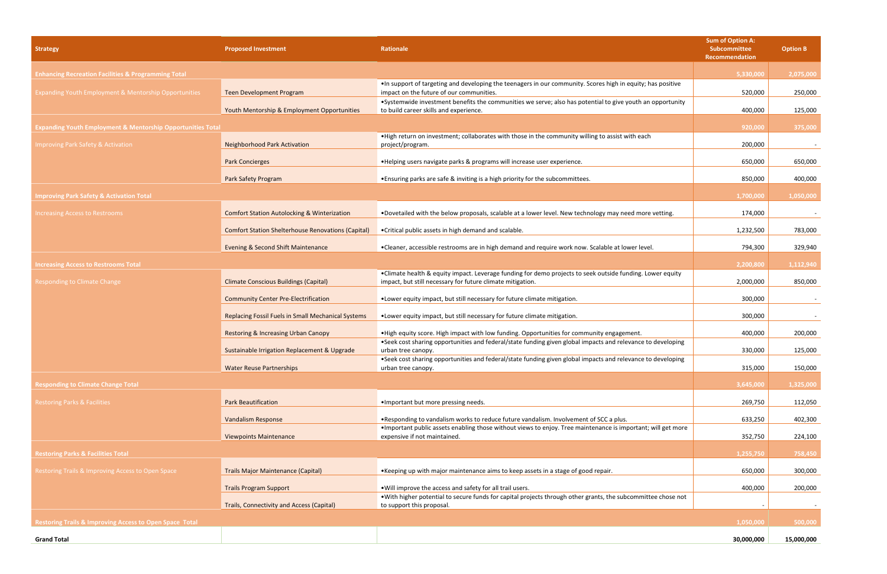| Strategy | Proposed Investment | Rationale | Sum of Option A: Subcommittee Recommendation | Option B |
|---|---|---|---|---|
| Enhancing Recreation Facilities & Programming Total | | | 5,330,000 | 2,075,000 |
| Expanding Youth Employment & Mentorship Opportunities | Teen Development Program | •In support of targeting and developing the teenagers in our community. Scores high in equity; has positive impact on the future of our communities. | 520,000 | 250,000 |
| | Youth Mentorship & Employment Opportunities | •Systemwide investment benefits the communities we serve; also has potential to give youth an opportunity to build career skills and experience. | 400,000 | 125,000 |
| Expanding Youth Employment & Mentorship Opportunities Total | | | 920,000 | 375,000 |
| Improving Park Safety & Activation | Neighborhood Park Activation | •High return on investment; collaborates with those in the community willing to assist with each project/program. | 200,000 | - |
| | Park Concierges | •Helping users navigate parks & programs will increase user experience. | 650,000 | 650,000 |
| | Park Safety Program | •Ensuring parks are safe & inviting is a high priority for the subcommittees. | 850,000 | 400,000 |
| Improving Park Safety & Activation Total | | | 1,700,000 | 1,050,000 |
| Increasing Access to Restrooms | Comfort Station Autolocking & Winterization | •Dovetailed with the below proposals, scalable at a lower level. New technology may need more vetting. | 174,000 | - |
| | Comfort Station Shelterhouse Renovations (Capital) | •Critical public assets in high demand and scalable. | 1,232,500 | 783,000 |
| | Evening & Second Shift Maintenance | •Cleaner, accessible restrooms are in high demand and require work now. Scalable at lower level. | 794,300 | 329,940 |
| Increasing Access to Restrooms Total | | | 2,200,800 | 1,112,940 |
| Responding to Climate Change | Climate Conscious Buildings (Capital) | •Climate health & equity impact. Leverage funding for demo projects to seek outside funding. Lower equity impact, but still necessary for future climate mitigation. | 2,000,000 | 850,000 |
| | Community Center Pre-Electrification | •Lower equity impact, but still necessary for future climate mitigation. | 300,000 | - |
| | Replacing Fossil Fuels in Small Mechanical Systems | •Lower equity impact, but still necessary for future climate mitigation. | 300,000 | - |
| | Restoring & Increasing Urban Canopy | •High equity score. High impact with low funding. Opportunities for community engagement. | 400,000 | 200,000 |
| | Sustainable Irrigation Replacement & Upgrade | •Seek cost sharing opportunities and federal/state funding given global impacts and relevance to developing urban tree canopy. | 330,000 | 125,000 |
| | Water Reuse Partnerships | •Seek cost sharing opportunities and federal/state funding given global impacts and relevance to developing urban tree canopy. | 315,000 | 150,000 |
| Responding to Climate Change Total | | | 3,645,000 | 1,325,000 |
| Restoring Parks & Facilities | Park Beautification | •Important but more pressing needs. | 269,750 | 112,050 |
| | Vandalism Response | •Responding to vandalism works to reduce future vandalism. Involvement of SCC a plus. | 633,250 | 402,300 |
| | Viewpoints Maintenance | •Important public assets enabling those without views to enjoy. Tree maintenance is important; will get more expensive if not maintained. | 352,750 | 224,100 |
| Restoring Parks & Facilities Total | | | 1,255,750 | 758,450 |
| Restoring Trails & Improving Access to Open Space | Trails Major Maintenance (Capital) | •Keeping up with major maintenance aims to keep assets in a stage of good repair. | 650,000 | 300,000 |
| | Trails Program Support | •Will improve the access and safety for all trail users. | 400,000 | 200,000 |
| | Trails, Connectivity and Access (Capital) | •With higher potential to secure funds for capital projects through other grants, the subcommittee chose not to support this proposal. | - | - |
| Restoring Trails & Improving Access to Open Space Total | | | 1,050,000 | 500,000 |
| **Grand Total** | | | **30,000,000** | **15,000,000** |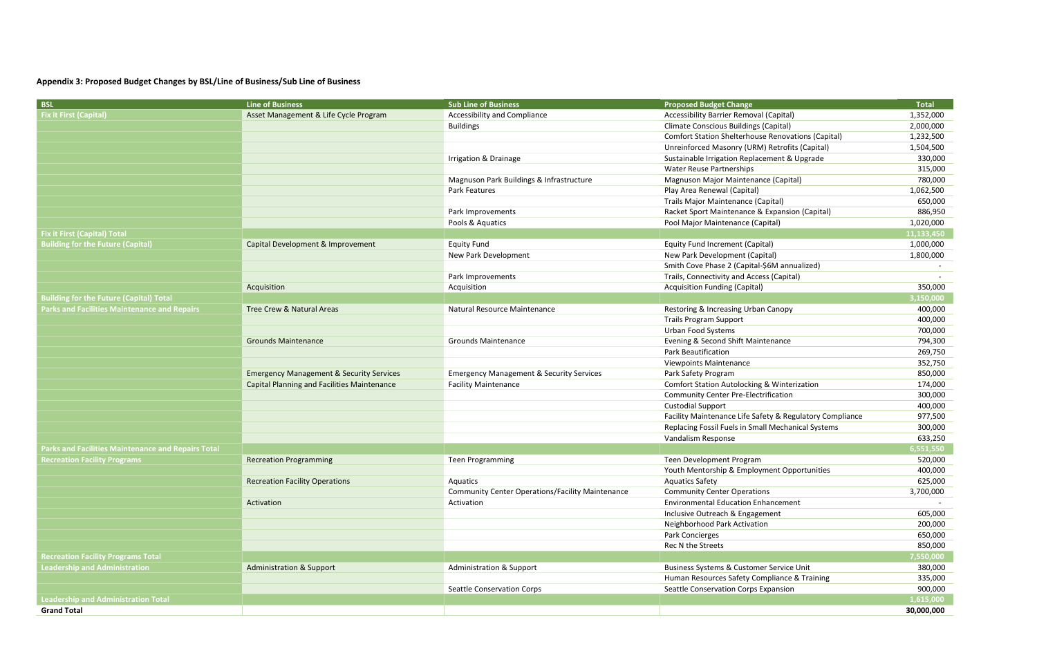**Appendix 3: Proposed Budget Changes by BSL/Line of Business/Sub Line of Business**

| BSL | Line of Business | Sub Line of Business | Proposed Budget Change | Total |
|---|---|---|---|---|
| Fix it First (Capital) | Asset Management & Life Cycle Program | Accessibility and Compliance | Accessibility Barrier Removal (Capital) | 1,352,000 |
| | | Buildings | Climate Conscious Buildings (Capital) | 2,000,000 |
| | | | Comfort Station Shelterhouse Renovations (Capital) | 1,232,500 |
| | | | Unreinforced Masonry (URM) Retrofits (Capital) | 1,504,500 |
| | | Irrigation & Drainage | Sustainable Irrigation Replacement & Upgrade | 330,000 |
| | | | Water Reuse Partnerships | 315,000 |
| | | Magnuson Park Buildings & Infrastructure | Magnuson Major Maintenance (Capital) | 780,000 |
| | | Park Features | Play Area Renewal (Capital) | 1,062,500 |
| | | | Trails Major Maintenance (Capital) | 650,000 |
| | | Park Improvements | Racket Sport Maintenance & Expansion (Capital) | 886,950 |
| | | Pools & Aquatics | Pool Major Maintenance (Capital) | 1,020,000 |
| Fix it First (Capital) Total | | | | 11,133,450 |
| Building for the Future (Capital) | Capital Development & Improvement | Equity Fund | Equity Fund Increment (Capital) | 1,000,000 |
| | | New Park Development | New Park Development (Capital) | 1,800,000 |
| | | | Smith Cove Phase 2 (Capital-$6M annualized) | - |
| | | Park Improvements | Trails, Connectivity and Access (Capital) | - |
| | Acquisition | Acquisition | Acquisition Funding (Capital) | 350,000 |
| Building for the Future (Capital) Total | | | | 3,150,000 |
| Parks and Facilities Maintenance and Repairs | Tree Crew & Natural Areas | Natural Resource Maintenance | Restoring & Increasing Urban Canopy | 400,000 |
| | | | Trails Program Support | 400,000 |
| | | | Urban Food Systems | 700,000 |
| | Grounds Maintenance | Grounds Maintenance | Evening & Second Shift Maintenance | 794,300 |
| | | | Park Beautification | 269,750 |
| | | | Viewpoints Maintenance | 352,750 |
| | Emergency Management & Security Services | Emergency Management & Security Services | Park Safety Program | 850,000 |
| | Capital Planning and Facilities Maintenance | Facility Maintenance | Comfort Station Autolocking & Winterization | 174,000 |
| | | | Community Center Pre-Electrification | 300,000 |
| | | | Custodial Support | 400,000 |
| | | | Facility Maintenance Life Safety & Regulatory Compliance | 977,500 |
| | | | Replacing Fossil Fuels in Small Mechanical Systems | 300,000 |
| | | | Vandalism Response | 633,250 |
| Parks and Facilities Maintenance and Repairs Total | | | | 6,551,550 |
| Recreation Facility Programs | Recreation Programming | Teen Programming | Teen Development Program | 520,000 |
| | | | Youth Mentorship & Employment Opportunities | 400,000 |
| | Recreation Facility Operations | Aquatics | Aquatics Safety | 625,000 |
| | | Community Center Operations/Facility Maintenance | Community Center Operations | 3,700,000 |
| | Activation | Activation | Environmental Education Enhancement | - |
| | | | Inclusive Outreach & Engagement | 605,000 |
| | | | Neighborhood Park Activation | 200,000 |
| | | | Park Concierges | 650,000 |
| | | | Rec N the Streets | 850,000 |
| Recreation Facility Programs Total | | | | 7,550,000 |
| Leadership and Administration | Administration & Support | Administration & Support | Business Systems & Customer Service Unit | 380,000 |
| | | | Human Resources Safety Compliance & Training | 335,000 |
| | | Seattle Conservation Corps | Seattle Conservation Corps Expansion | 900,000 |
| Leadership and Administration Total | | | | 1,615,000 |
| **Grand Total** | | | | **30,000,000** |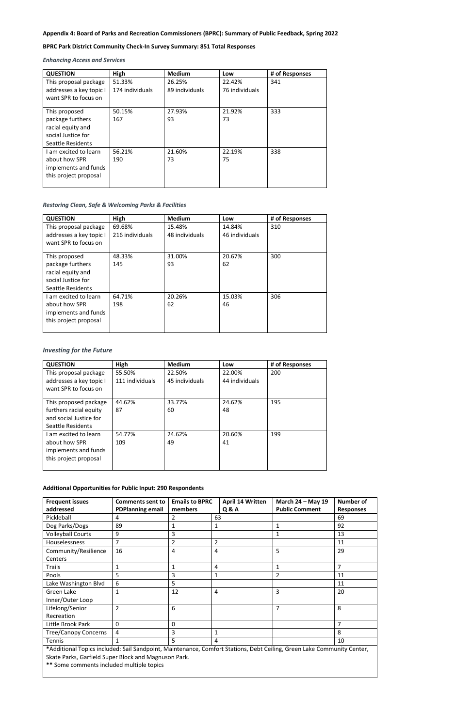**Appendix 4: Board of Parks and Recreation Commissioners (BPRC): Summary of Public Feedback, Spring 2022**

**BPRC Park District Community Check-In Survey Summary: 851 Total Responses**

***Enhancing Access and Services***

| QUESTION | High | Medium | Low | # of Responses |
|---|---|---|---|---|
| This proposal package addresses a key topic I want SPR to focus on | 51.33%<br>174 individuals | 26.25%<br>89 individuals | 22.42%<br>76 individuals | 341 |
| This proposed package furthers racial equity and social Justice for Seattle Residents | 50.15%<br>167 | 27.93%<br>93 | 21.92%<br>73 | 333 |
| I am excited to learn about how SPR implements and funds this project proposal | 56.21%<br>190 | 21.60%<br>73 | 22.19%<br>75 | 338 |

***Restoring Clean, Safe & Welcoming Parks & Facilities***

| QUESTION | High | Medium | Low | # of Responses |
|---|---|---|---|---|
| This proposal package addresses a key topic I want SPR to focus on | 69.68%<br>216 individuals | 15.48%<br>48 individuals | 14.84%<br>46 individuals | 310 |
| This proposed package furthers racial equity and social Justice for Seattle Residents | 48.33%<br>145 | 31.00%<br>93 | 20.67%<br>62 | 300 |
| I am excited to learn about how SPR implements and funds this project proposal | 64.71%<br>198 | 20.26%<br>62 | 15.03%<br>46 | 306 |

***Investing for the Future***

| QUESTION | High | Medium | Low | # of Responses |
|---|---|---|---|---|
| This proposal package addresses a key topic I want SPR to focus on | 55.50%<br>111 individuals | 22.50%<br>45 individuals | 22.00%<br>44 individuals | 200 |
| This proposed package furthers racial equity and social Justice for Seattle Residents | 44.62%<br>87 | 33.77%<br>60 | 24.62%<br>48 | 195 |
| I am excited to learn about how SPR implements and funds this project proposal | 54.77%<br>109 | 24.62%<br>49 | 20.60%<br>41 | 199 |

**Additional Opportunities for Public Input: 290 Respondents**

| Frequent issues addressed | Comments sent to PDPlanning email | Emails to BPRC members | April 14 Written Q & A | March 24 – May 19 Public Comment | Number of Responses |
|---|---|---|---|---|---|
| Pickleball | 4 | 2 | 63 | | 69 |
| Dog Parks/Dogs | 89 | 1 | 1 | 1 | 92 |
| Volleyball Courts | 9 | 3 | | 1 | 13 |
| Houselessness | 7 | 2 | 2 | | 11 |
| Community/Resilience Centers | 16 | 4 | 4 | 5 | 29 |
| Trails | 1 | 1 | 4 | 1 | 7 |
| Pools | 5 | 3 | 1 | 2 | 11 |
| Lake Washington Blvd | 6 | 5 | | | 11 |
| Green Lake Inner/Outer Loop | 1 | 12 | 4 | 3 | 20 |
| Lifelong/Senior Recreation | 2 | 6 | | 7 | 8 |
| Little Brook Park | 0 | 0 | | | 7 |
| Tree/Canopy Concerns | 4 | 3 | 1 | | 8 |
| Tennis | 1 | 5 | 4 | | 10 |

*Additional Topics included: Sail Sandpoint, Maintenance, Comfort Stations, Debt Ceiling, Green Lake Community Center, Skate Parks, Garfield Super Block and Magnuson Park.

** Some comments included multiple topics